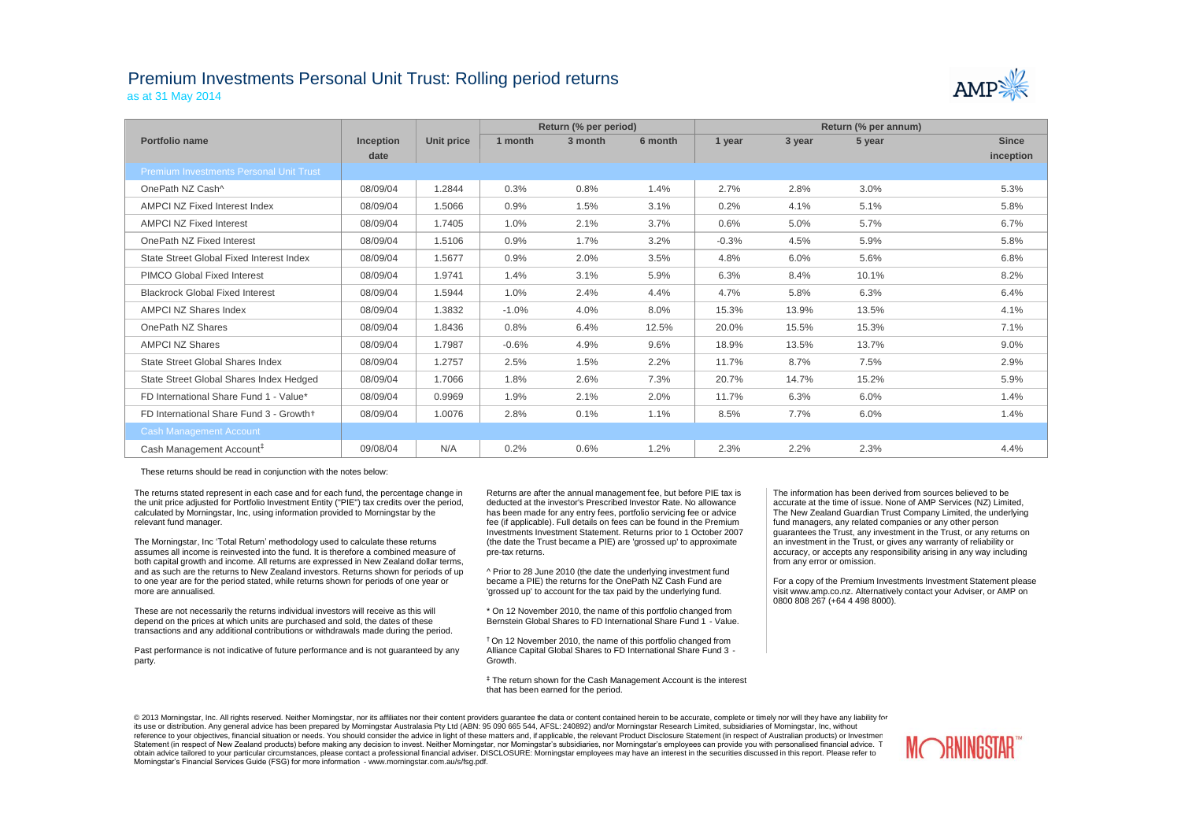# Premium Investments Personal Unit Trust: Rolling period returns

as at 31 May 2014

| Portfolio name | Inception date | Unit price | Return (% per period) | | | Return (% per annum) | | | |
|---|---|---|---|---|---|---|---|---|---|
| | | | 1 month | 3 month | 6 month | 1 year | 3 year | 5 year | Since inception |
| **Premium Investments Personal Unit Trust** | | | | | | | | | |
| OnePath NZ Cash^ | 08/09/04 | 1.2844 | 0.3% | 0.8% | 1.4% | 2.7% | 2.8% | 3.0% | 5.3% |
| AMPCI NZ Fixed Interest Index | 08/09/04 | 1.5066 | 0.9% | 1.5% | 3.1% | 0.2% | 4.1% | 5.1% | 5.8% |
| AMPCI NZ Fixed Interest | 08/09/04 | 1.7405 | 1.0% | 2.1% | 3.7% | 0.6% | 5.0% | 5.7% | 6.7% |
| OnePath NZ Fixed Interest | 08/09/04 | 1.5106 | 0.9% | 1.7% | 3.2% | -0.3% | 4.5% | 5.9% | 5.8% |
| State Street Global Fixed Interest Index | 08/09/04 | 1.5677 | 0.9% | 2.0% | 3.5% | 4.8% | 6.0% | 5.6% | 6.8% |
| PIMCO Global Fixed Interest | 08/09/04 | 1.9741 | 1.4% | 3.1% | 5.9% | 6.3% | 8.4% | 10.1% | 8.2% |
| Blackrock Global Fixed Interest | 08/09/04 | 1.5944 | 1.0% | 2.4% | 4.4% | 4.7% | 5.8% | 6.3% | 6.4% |
| AMPCI NZ Shares Index | 08/09/04 | 1.3832 | -1.0% | 4.0% | 8.0% | 15.3% | 13.9% | 13.5% | 4.1% |
| OnePath NZ Shares | 08/09/04 | 1.8436 | 0.8% | 6.4% | 12.5% | 20.0% | 15.5% | 15.3% | 7.1% |
| AMPCI NZ Shares | 08/09/04 | 1.7987 | -0.6% | 4.9% | 9.6% | 18.9% | 13.5% | 13.7% | 9.0% |
| State Street Global Shares Index | 08/09/04 | 1.2757 | 2.5% | 1.5% | 2.2% | 11.7% | 8.7% | 7.5% | 2.9% |
| State Street Global Shares Index Hedged | 08/09/04 | 1.7066 | 1.8% | 2.6% | 7.3% | 20.7% | 14.7% | 15.2% | 5.9% |
| FD International Share Fund 1 - Value* | 08/09/04 | 0.9969 | 1.9% | 2.1% | 2.0% | 11.7% | 6.3% | 6.0% | 1.4% |
| FD International Share Fund 3 - Growth† | 08/09/04 | 1.0076 | 2.8% | 0.1% | 1.1% | 8.5% | 7.7% | 6.0% | 1.4% |
| **Cash Management Account** | | | | | | | | | |
| Cash Management Account‡ | 09/08/04 | N/A | 0.2% | 0.6% | 1.2% | 2.3% | 2.2% | 2.3% | 4.4% |

These returns should be read in conjunction with the notes below:

The returns stated represent in each case and for each fund, the percentage change in the unit price adjusted for Portfolio Investment Entity ("PIE") tax credits over the period, calculated by Morningstar, Inc, using information provided to Morningstar by the relevant fund manager.

The Morningstar, Inc 'Total Return' methodology used to calculate these returns assumes all income is reinvested into the fund. It is therefore a combined measure of both capital growth and income. All returns are expressed in New Zealand dollar terms, and as such are the returns to New Zealand investors. Returns shown for periods of up to one year are for the period stated, while returns shown for periods of one year or more are annualised.

These are not necessarily the returns individual investors will receive as this will depend on the prices at which units are purchased and sold, the dates of these transactions and any additional contributions or withdrawals made during the period.

Past performance is not indicative of future performance and is not guaranteed by any party.

Returns are after the annual management fee, but before PIE tax is deducted at the investor's Prescribed Investor Rate. No allowance has been made for any entry fees, portfolio servicing fee or advice fee (if applicable). Full details on fees can be found in the Premium Investments Investment Statement. Returns prior to 1 October 2007 (the date the Trust became a PIE) are 'grossed up' to approximate pre-tax returns.

^ Prior to 28 June 2010 (the date the underlying investment fund became a PIE) the returns for the OnePath NZ Cash Fund are 'grossed up' to account for the tax paid by the underlying fund.

* On 12 November 2010, the name of this portfolio changed from Bernstein Global Shares to FD International Share Fund 1 - Value.

† On 12 November 2010, the name of this portfolio changed from Alliance Capital Global Shares to FD International Share Fund 3 - Growth.

‡ The return shown for the Cash Management Account is the interest that has been earned for the period.

The information has been derived from sources believed to be accurate at the time of issue. None of AMP Services (NZ) Limited, The New Zealand Guardian Trust Company Limited, the underlying fund managers, any related companies or any other person guarantees the Trust, any investment in the Trust, or any returns on an investment in the Trust, or gives any warranty of reliability or accuracy, or accepts any responsibility arising in any way including from any error or omission.

For a copy of the Premium Investments Investment Statement please visit www.amp.co.nz. Alternatively contact your Adviser, or AMP on 0800 808 267 (+64 4 498 8000).

© 2013 Morningstar, Inc. All rights reserved. Neither Morningstar, nor its affiliates nor their content providers guarantee the data or content contained herein to be accurate, complete or timely nor will they have any liability for its use or distribution. Any general advice has been prepared by Morningstar Australasia Pty Ltd (ABN: 95 090 665 544, AFSL: 240892) and/or Morningstar Research Limited, subsidiaries of Morningstar, Inc, without reference to your objectives, financial situation or needs. You should consider the advice in light of these matters and, if applicable, the relevant Product Disclosure Statement (in respect of Australian products) or Investment Statement (in respect of New Zealand products) before making any decision to invest. Neither Morningstar, nor Morningstar's subsidiaries, nor Morningstar's employees can provide you with personalised financial advice. To obtain advice tailored to your particular circumstances, please contact a professional financial adviser. DISCLOSURE: Morningstar employees may have an interest in the securities discussed in this report. Please refer to Morningstar's Financial Services Guide (FSG) for more information - www.morningstar.com.au/s/fsg.pdf.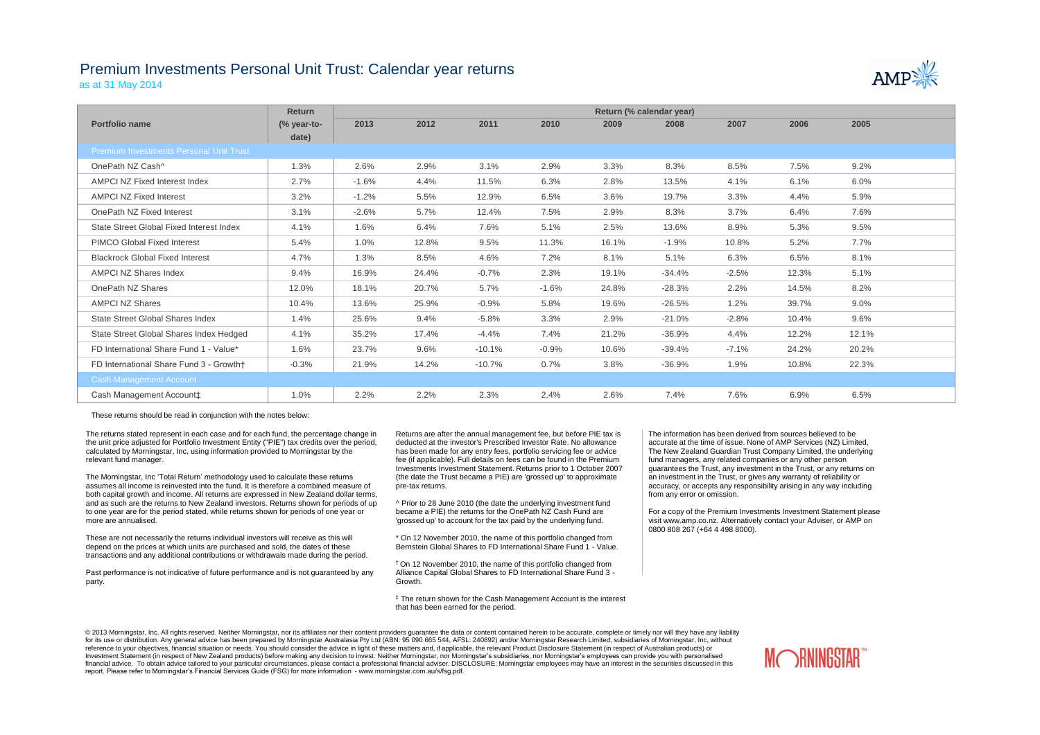# Premium Investments Personal Unit Trust: Calendar year returns

as at 31 May 2014

| Portfolio name | Return (% year-to-date) | Return (% calendar year) | | | | | | | | |
|---|---|---|---|---|---|---|---|---|---|---|
| | | 2013 | 2012 | 2011 | 2010 | 2009 | 2008 | 2007 | 2006 | 2005 |
| **Premium Investments Personal Unit Trust** | | | | | | | | | | |
| OnePath NZ Cash^ | 1.3% | 2.6% | 2.9% | 3.1% | 2.9% | 3.3% | 8.3% | 8.5% | 7.5% | 9.2% |
| AMPCI NZ Fixed Interest Index | 2.7% | -1.6% | 4.4% | 11.5% | 6.3% | 2.8% | 13.5% | 4.1% | 6.1% | 6.0% |
| AMPCI NZ Fixed Interest | 3.2% | -1.2% | 5.5% | 12.9% | 6.5% | 3.6% | 19.7% | 3.3% | 4.4% | 5.9% |
| OnePath NZ Fixed Interest | 3.1% | -2.6% | 5.7% | 12.4% | 7.5% | 2.9% | 8.3% | 3.7% | 6.4% | 7.6% |
| State Street Global Fixed Interest Index | 4.1% | 1.6% | 6.4% | 7.6% | 5.1% | 2.5% | 13.6% | 8.9% | 5.3% | 9.5% |
| PIMCO Global Fixed Interest | 5.4% | 1.0% | 12.8% | 9.5% | 11.3% | 16.1% | -1.9% | 10.8% | 5.2% | 7.7% |
| Blackrock Global Fixed Interest | 4.7% | 1.3% | 8.5% | 4.6% | 7.2% | 8.1% | 5.1% | 6.3% | 6.5% | 8.1% |
| AMPCI NZ Shares Index | 9.4% | 16.9% | 24.4% | -0.7% | 2.3% | 19.1% | -34.4% | -2.5% | 12.3% | 5.1% |
| OnePath NZ Shares | 12.0% | 18.1% | 20.7% | 5.7% | -1.6% | 24.8% | -28.3% | 2.2% | 14.5% | 8.2% |
| AMPCI NZ Shares | 10.4% | 13.6% | 25.9% | -0.9% | 5.8% | 19.6% | -26.5% | 1.2% | 39.7% | 9.0% |
| State Street Global Shares Index | 1.4% | 25.6% | 9.4% | -5.8% | 3.3% | 2.9% | -21.0% | -2.8% | 10.4% | 9.6% |
| State Street Global Shares Index Hedged | 4.1% | 35.2% | 17.4% | -4.4% | 7.4% | 21.2% | -36.9% | 4.4% | 12.2% | 12.1% |
| FD International Share Fund 1 - Value* | 1.6% | 23.7% | 9.6% | -10.1% | -0.9% | 10.6% | -39.4% | -7.1% | 24.2% | 20.2% |
| FD International Share Fund 3 - Growth† | -0.3% | 21.9% | 14.2% | -10.7% | 0.7% | 3.8% | -36.9% | 1.9% | 10.8% | 22.3% |
| **Cash Management Account** | | | | | | | | | | |
| Cash Management Account‡ | 1.0% | 2.2% | 2.2% | 2.3% | 2.4% | 2.6% | 7.4% | 7.6% | 6.9% | 6.5% |

These returns should be read in conjunction with the notes below:

The returns stated represent in each case and for each fund, the percentage change in the unit price adjusted for Portfolio Investment Entity ("PIE") tax credits over the period, calculated by Morningstar, Inc, using information provided to Morningstar by the relevant fund manager.

The Morningstar, Inc 'Total Return' methodology used to calculate these returns assumes all income is reinvested into the fund. It is therefore a combined measure of both capital growth and income. All returns are expressed in New Zealand dollar terms, and as such are the returns to New Zealand investors. Returns shown for periods of up to one year are for the period stated, while returns shown for periods of one year or more are annualised.

These are not necessarily the returns individual investors will receive as this will depend on the prices at which units are purchased and sold, the dates of these transactions and any additional contributions or withdrawals made during the period.

Past performance is not indicative of future performance and is not guaranteed by any party.

Returns are after the annual management fee, but before PIE tax is deducted at the investor's Prescribed Investor Rate. No allowance has been made for any entry fees, portfolio servicing fee or advice fee (if applicable). Full details on fees can be found in the Premium Investments Investment Statement. Returns prior to 1 October 2007 (the date the Trust became a PIE) are 'grossed up' to approximate pre-tax returns.

^ Prior to 28 June 2010 (the date the underlying investment fund became a PIE) the returns for the OnePath NZ Cash Fund are 'grossed up' to account for the tax paid by the underlying fund.

* On 12 November 2010, the name of this portfolio changed from Bernstein Global Shares to FD International Share Fund 1 - Value.

† On 12 November 2010, the name of this portfolio changed from Alliance Capital Global Shares to FD International Share Fund 3 - Growth.

‡ The return shown for the Cash Management Account is the interest that has been earned for the period.

The information has been derived from sources believed to be accurate at the time of issue. None of AMP Services (NZ) Limited, The New Zealand Guardian Trust Company Limited, the underlying fund managers, any related companies or any other person guarantees the Trust, any investment in the Trust, or any returns on an investment in the Trust, or gives any warranty of reliability or accuracy, or accepts any responsibility arising in any way including from any error or omission.

For a copy of the Premium Investments Investment Statement please visit www.amp.co.nz. Alternatively contact your Adviser, or AMP on 0800 808 267 (+64 4 498 8000).

© 2013 Morningstar, Inc. All rights reserved. Neither Morningstar, nor its affiliates nor their content providers guarantee the data or content contained herein to be accurate, complete or timely nor will they have any liability for its use or distribution. Any general advice has been prepared by Morningstar Australasia Pty Ltd (ABN: 95 090 665 544, AFSL: 240892) and/or Morningstar Research Limited, subsidiaries of Morningstar, Inc, without reference to your objectives, financial situation or needs. You should consider the advice in light of these matters and, if applicable, the relevant Product Disclosure Statement (in respect of Australian products) or Investment Statement (in respect of New Zealand products) before making any decision to invest. Neither Morningstar, nor Morningstar's subsidiaries, nor Morningstar's employees can provide you with personalised financial advice. To obtain advice tailored to your particular circumstances, please contact a professional financial adviser. DISCLOSURE: Morningstar employees may have an interest in the securities discussed in this report. Please refer to Morningstar's Financial Services Guide (FSG) for more information - www.morningstar.com.au/s/fsg.pdf.